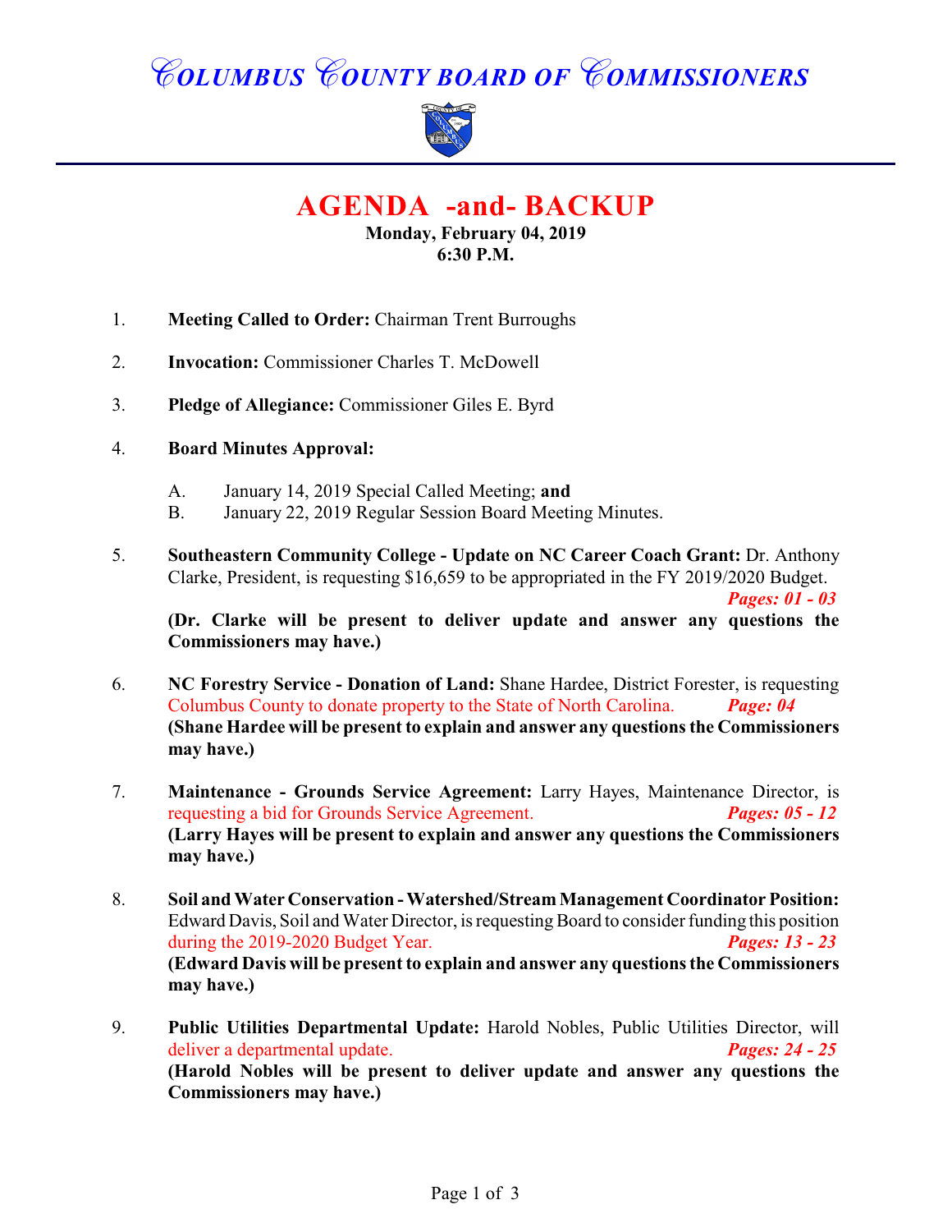# COLUMBUS COUNTY BOARD OF COMMISSIONERS

## AGENDA -and- BACKUP

**Monday, February 04, 2019**
**6:30 P.M.**

1. **Meeting Called to Order:** Chairman Trent Burroughs

2. **Invocation:** Commissioner Charles T. McDowell

3. **Pledge of Allegiance:** Commissioner Giles E. Byrd

4. **Board Minutes Approval:**

   A. January 14, 2019 Special Called Meeting; **and**
   B. January 22, 2019 Regular Session Board Meeting Minutes.

5. **Southeastern Community College - Update on NC Career Coach Grant:** Dr. Anthony Clarke, President, is requesting $16,659 to be appropriated in the FY 2019/2020 Budget. ***Pages: 01 - 03***
   **(Dr. Clarke will be present to deliver update and answer any questions the Commissioners may have.)**

6. **NC Forestry Service - Donation of Land:** Shane Hardee, District Forester, is requesting Columbus County to donate property to the State of North Carolina. ***Page: 04***
   **(Shane Hardee will be present to explain and answer any questions the Commissioners may have.)**

7. **Maintenance - Grounds Service Agreement:** Larry Hayes, Maintenance Director, is requesting a bid for Grounds Service Agreement. ***Pages: 05 - 12***
   **(Larry Hayes will be present to explain and answer any questions the Commissioners may have.)**

8. **Soil and Water Conservation - Watershed/Stream Management Coordinator Position:** Edward Davis, Soil and Water Director, is requesting Board to consider funding this position during the 2019-2020 Budget Year. ***Pages: 13 - 23***
   **(Edward Davis will be present to explain and answer any questions the Commissioners may have.)**

9. **Public Utilities Departmental Update:** Harold Nobles, Public Utilities Director, will deliver a departmental update. ***Pages: 24 - 25***
   **(Harold Nobles will be present to deliver update and answer any questions the Commissioners may have.)**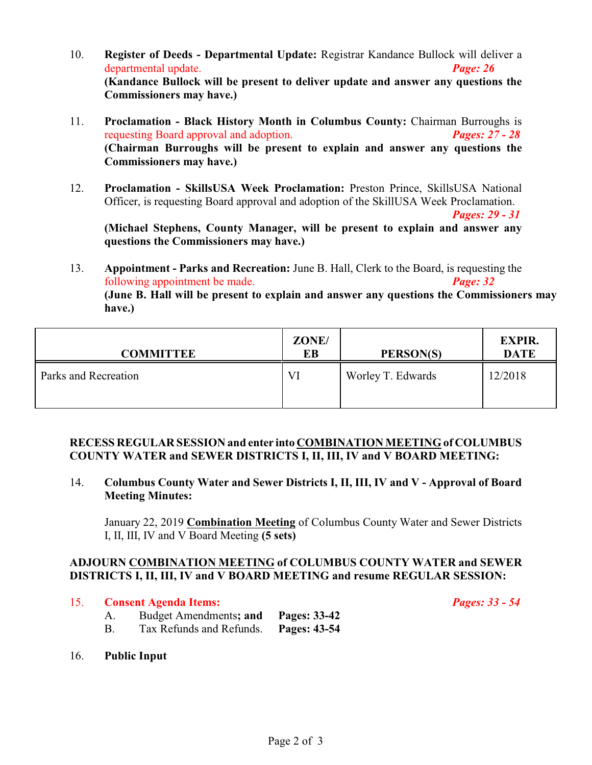10. **Register of Deeds - Departmental Update:** Registrar Kandance Bullock will deliver a departmental update. ***Page: 26***
**(Kandance Bullock will be present to deliver update and answer any questions the Commissioners may have.)**

11. **Proclamation - Black History Month in Columbus County:** Chairman Burroughs is requesting Board approval and adoption. ***Pages: 27 - 28***
**(Chairman Burroughs will be present to explain and answer any questions the Commissioners may have.)**

12. **Proclamation - SkillsUSA Week Proclamation:** Preston Prince, SkillsUSA National Officer, is requesting Board approval and adoption of the SkillUSA Week Proclamation. ***Pages: 29 - 31***
**(Michael Stephens, County Manager, will be present to explain and answer any questions the Commissioners may have.)**

13. **Appointment - Parks and Recreation:** June B. Hall, Clerk to the Board, is requesting the following appointment be made. ***Page: 32***
**(June B. Hall will be present to explain and answer any questions the Commissioners may have.)**

| COMMITTEE | ZONE/ EB | PERSON(S) | EXPIR. DATE |
|---|---|---|---|
| Parks and Recreation | VI | Worley T. Edwards | 12/2018 |

**RECESS REGULAR SESSION and enter into <u>COMBINATION MEETING</u> of COLUMBUS COUNTY WATER and SEWER DISTRICTS I, II, III, IV and V BOARD MEETING:**

14. **Columbus County Water and Sewer Districts I, II, III, IV and V - Approval of Board Meeting Minutes:**

    January 22, 2019 **<u>Combination Meeting</u>** of Columbus County Water and Sewer Districts I, II, III, IV and V Board Meeting **(5 sets)**

**ADJOURN <u>COMBINATION MEETING</u> of COLUMBUS COUNTY WATER and SEWER DISTRICTS I, II, III, IV and V BOARD MEETING and resume REGULAR SESSION:**

15. **Consent Agenda Items:** ***Pages: 33 - 54***
    A. Budget Amendments**; and** **Pages: 33-42**
    B. Tax Refunds and Refunds. **Pages: 43-54**

16. **Public Input**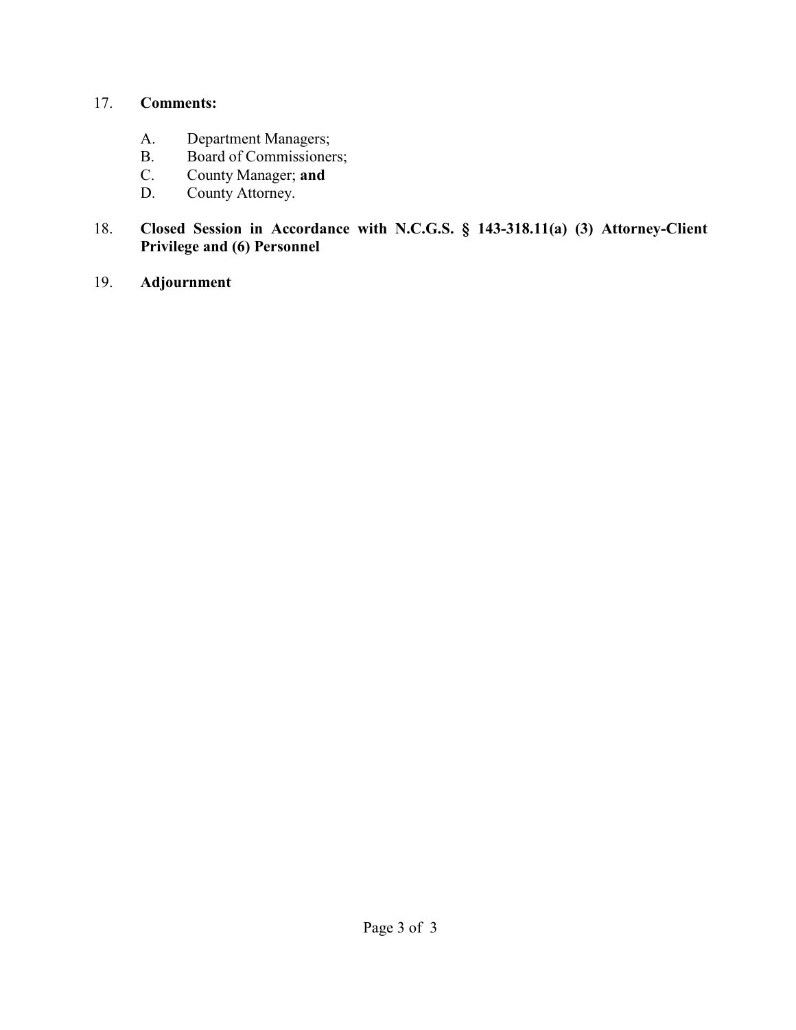17. **Comments:**

    A. Department Managers;
    B. Board of Commissioners;
    C. County Manager; **and**
    D. County Attorney.

18. **Closed Session in Accordance with N.C.G.S. § 143-318.11(a) (3) Attorney-Client Privilege and (6) Personnel**

19. **Adjournment**